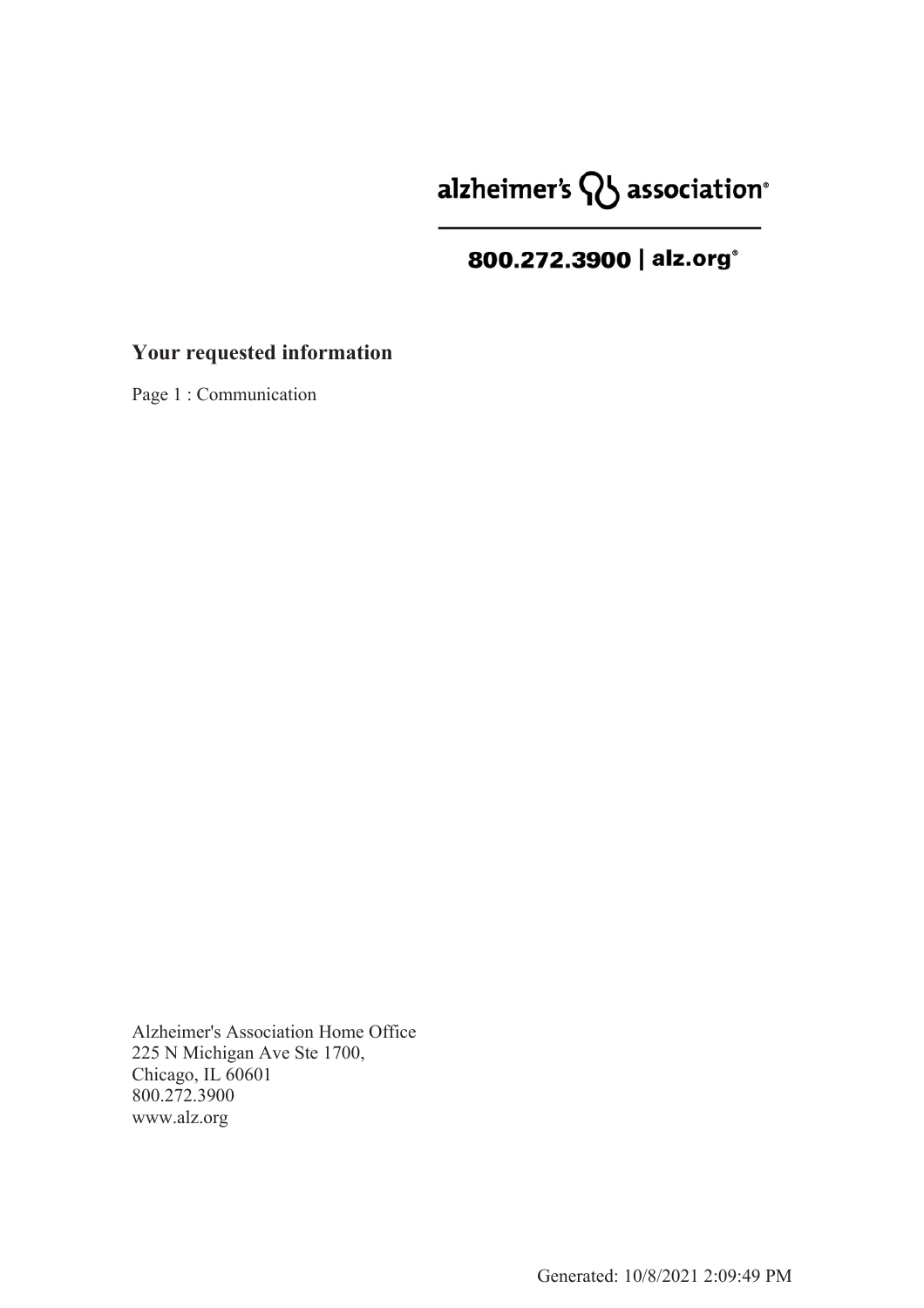alzheimer's association

800.272.3900 | alz.org

## Your requested information

Page 1 : Communication

Alzheimer's Association Home Office
225 N Michigan Ave Ste 1700,
Chicago, IL 60601
800.272.3900
www.alz.org

Generated: 10/8/2021 2:09:49 PM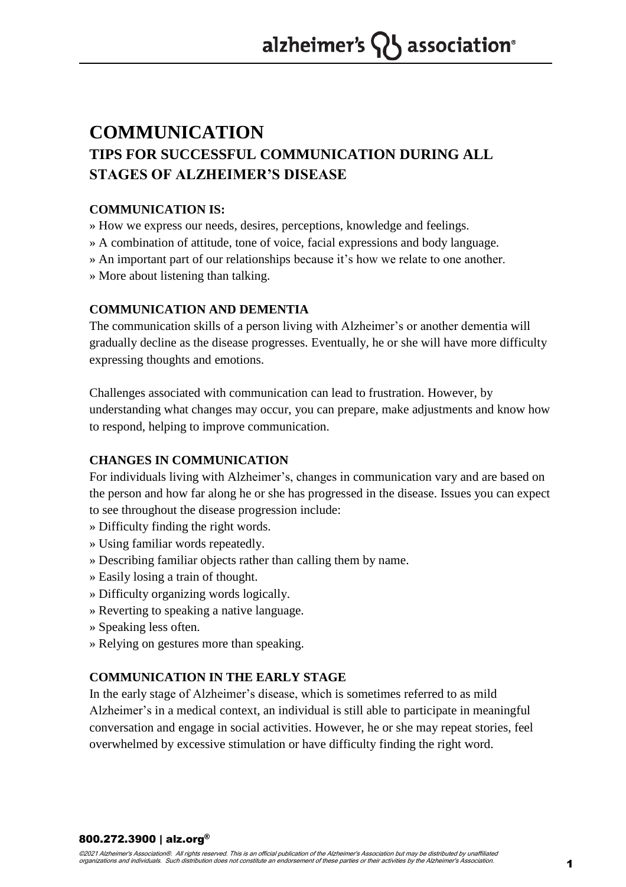# COMMUNICATION

## TIPS FOR SUCCESSFUL COMMUNICATION DURING ALL STAGES OF ALZHEIMER'S DISEASE

### COMMUNICATION IS:

» How we express our needs, desires, perceptions, knowledge and feelings.
» A combination of attitude, tone of voice, facial expressions and body language.
» An important part of our relationships because it's how we relate to one another.
» More about listening than talking.

### COMMUNICATION AND DEMENTIA

The communication skills of a person living with Alzheimer's or another dementia will gradually decline as the disease progresses. Eventually, he or she will have more difficulty expressing thoughts and emotions.

Challenges associated with communication can lead to frustration. However, by understanding what changes may occur, you can prepare, make adjustments and know how to respond, helping to improve communication.

### CHANGES IN COMMUNICATION

For individuals living with Alzheimer's, changes in communication vary and are based on the person and how far along he or she has progressed in the disease. Issues you can expect to see throughout the disease progression include:

» Difficulty finding the right words.
» Using familiar words repeatedly.
» Describing familiar objects rather than calling them by name.
» Easily losing a train of thought.
» Difficulty organizing words logically.
» Reverting to speaking a native language.
» Speaking less often.
» Relying on gestures more than speaking.

### COMMUNICATION IN THE EARLY STAGE

In the early stage of Alzheimer's disease, which is sometimes referred to as mild Alzheimer's in a medical context, an individual is still able to participate in meaningful conversation and engage in social activities. However, he or she may repeat stories, feel overwhelmed by excessive stimulation or have difficulty finding the right word.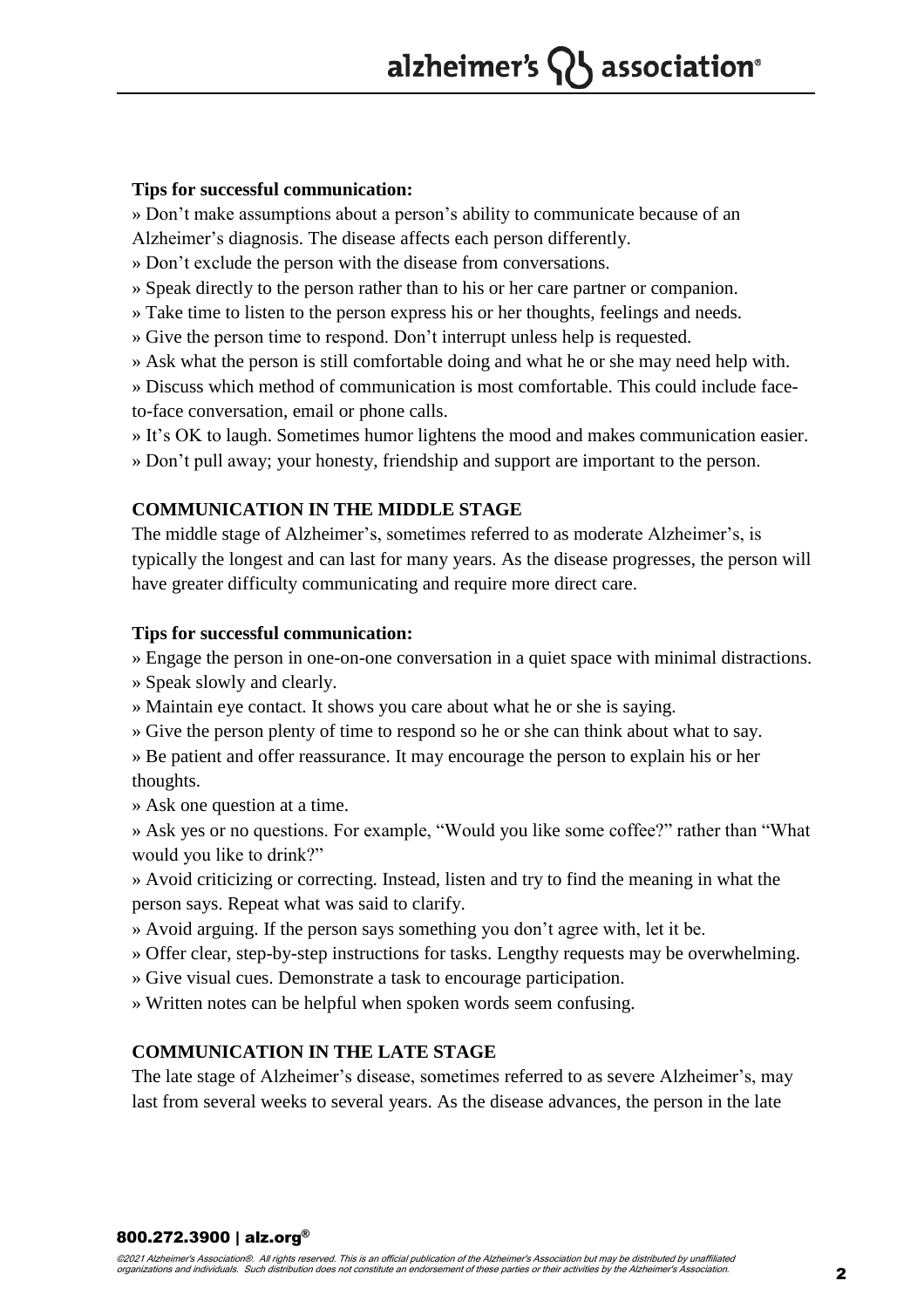**Tips for successful communication:**

» Don't make assumptions about a person's ability to communicate because of an Alzheimer's diagnosis. The disease affects each person differently.

» Don't exclude the person with the disease from conversations.

» Speak directly to the person rather than to his or her care partner or companion.

» Take time to listen to the person express his or her thoughts, feelings and needs.

» Give the person time to respond. Don't interrupt unless help is requested.

» Ask what the person is still comfortable doing and what he or she may need help with.

» Discuss which method of communication is most comfortable. This could include face-to-face conversation, email or phone calls.

» It's OK to laugh. Sometimes humor lightens the mood and makes communication easier.

» Don't pull away; your honesty, friendship and support are important to the person.

## COMMUNICATION IN THE MIDDLE STAGE

The middle stage of Alzheimer's, sometimes referred to as moderate Alzheimer's, is typically the longest and can last for many years. As the disease progresses, the person will have greater difficulty communicating and require more direct care.

**Tips for successful communication:**

» Engage the person in one-on-one conversation in a quiet space with minimal distractions.

» Speak slowly and clearly.

» Maintain eye contact. It shows you care about what he or she is saying.

» Give the person plenty of time to respond so he or she can think about what to say.

» Be patient and offer reassurance. It may encourage the person to explain his or her thoughts.

» Ask one question at a time.

» Ask yes or no questions. For example, "Would you like some coffee?" rather than "What would you like to drink?"

» Avoid criticizing or correcting. Instead, listen and try to find the meaning in what the person says. Repeat what was said to clarify.

» Avoid arguing. If the person says something you don't agree with, let it be.

» Offer clear, step-by-step instructions for tasks. Lengthy requests may be overwhelming.

» Give visual cues. Demonstrate a task to encourage participation.

» Written notes can be helpful when spoken words seem confusing.

## COMMUNICATION IN THE LATE STAGE

The late stage of Alzheimer's disease, sometimes referred to as severe Alzheimer's, may last from several weeks to several years. As the disease advances, the person in the late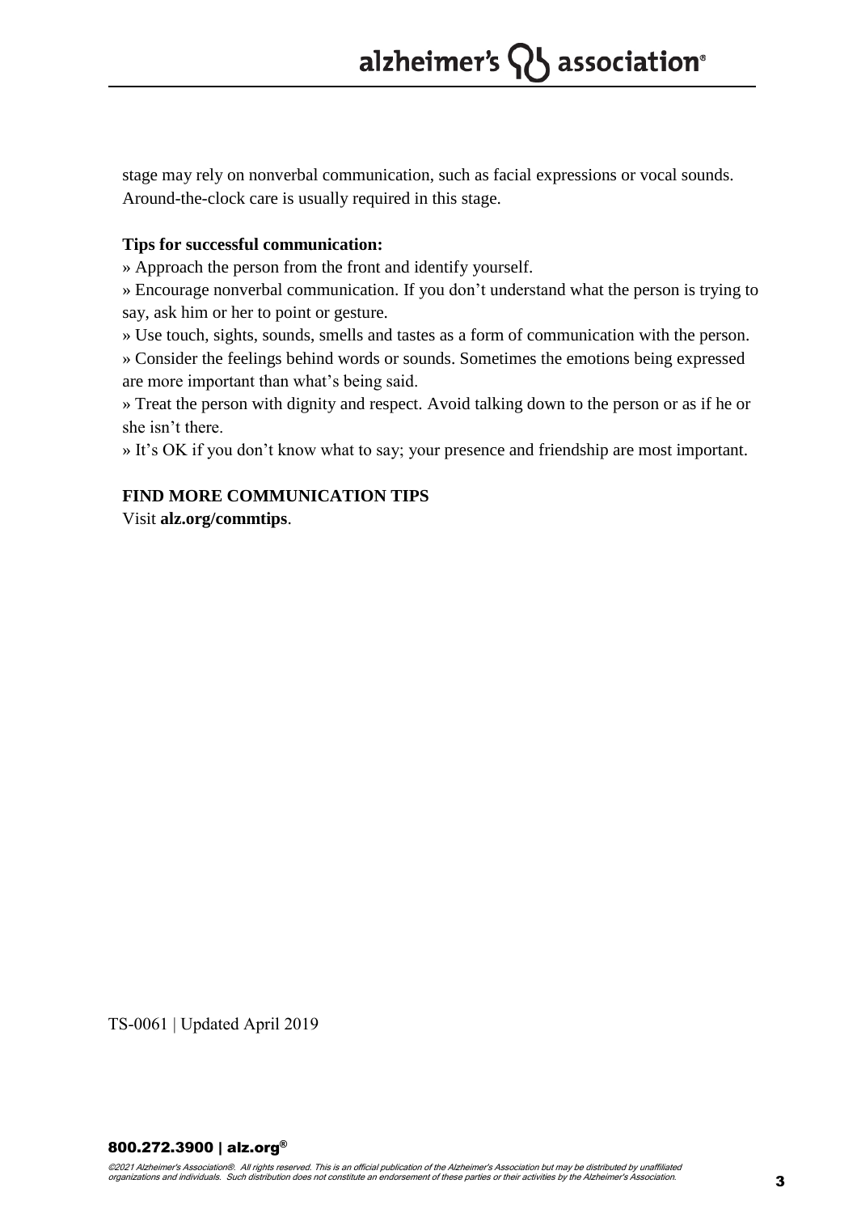stage may rely on nonverbal communication, such as facial expressions or vocal sounds. Around-the-clock care is usually required in this stage.

**Tips for successful communication:**

» Approach the person from the front and identify yourself.

» Encourage nonverbal communication. If you don't understand what the person is trying to say, ask him or her to point or gesture.

» Use touch, sights, sounds, smells and tastes as a form of communication with the person.

» Consider the feelings behind words or sounds. Sometimes the emotions being expressed are more important than what's being said.

» Treat the person with dignity and respect. Avoid talking down to the person or as if he or she isn't there.

» It's OK if you don't know what to say; your presence and friendship are most important.

**FIND MORE COMMUNICATION TIPS**

Visit **alz.org/commtips**.

TS-0061 | Updated April 2019

*©2021 Alzheimer's Association®. All rights reserved. This is an official publication of the Alzheimer's Association but may be distributed by unaffiliated organizations and individuals. Such distribution does not constitute an endorsement of these parties or their activities by the Alzheimer's Association.*